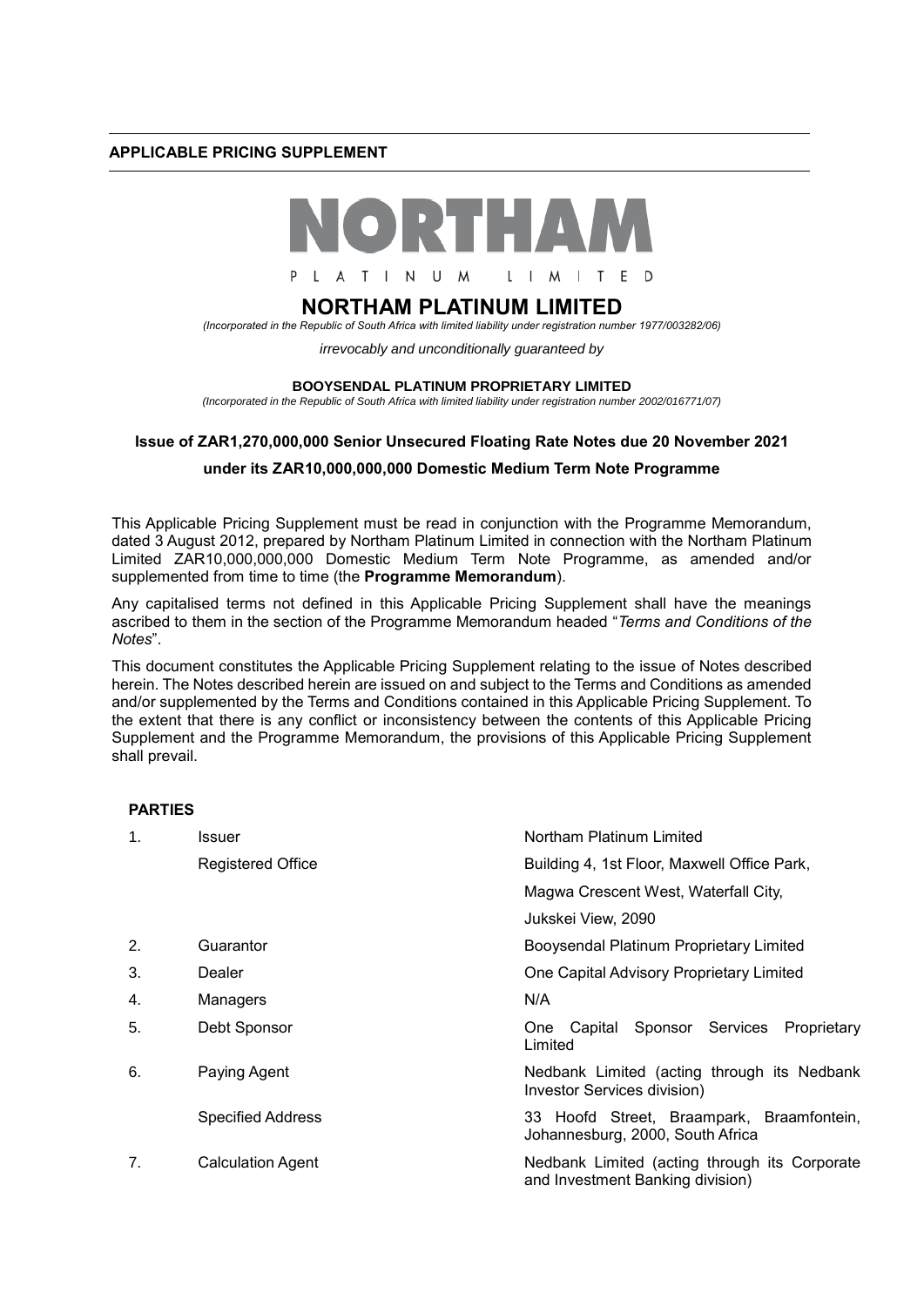**APPLICABLE PRICING SUPPLEMENT**

NORTHAM

PLATINUM LIMITED

# NORTHAM PLATINUM LIMITED

*(Incorporated in the Republic of South Africa with limited liability under registration number 1977/003282/06)*

*irrevocably and unconditionally guaranteed by*

**BOOYSENDAL PLATINUM PROPRIETARY LIMITED**

*(Incorporated in the Republic of South Africa with limited liability under registration number 2002/016771/07)*

**Issue of ZAR1,270,000,000 Senior Unsecured Floating Rate Notes due 20 November 2021**

**under its ZAR10,000,000,000 Domestic Medium Term Note Programme**

This Applicable Pricing Supplement must be read in conjunction with the Programme Memorandum, dated 3 August 2012, prepared by Northam Platinum Limited in connection with the Northam Platinum Limited ZAR10,000,000,000 Domestic Medium Term Note Programme, as amended and/or supplemented from time to time (the **Programme Memorandum**).

Any capitalised terms not defined in this Applicable Pricing Supplement shall have the meanings ascribed to them in the section of the Programme Memorandum headed "*Terms and Conditions of the Notes*".

This document constitutes the Applicable Pricing Supplement relating to the issue of Notes described herein. The Notes described herein are issued on and subject to the Terms and Conditions as amended and/or supplemented by the Terms and Conditions contained in this Applicable Pricing Supplement. To the extent that there is any conflict or inconsistency between the contents of this Applicable Pricing Supplement and the Programme Memorandum, the provisions of this Applicable Pricing Supplement shall prevail.

**PARTIES**

| | | |
|---|---|---|
| 1. | Issuer | Northam Platinum Limited |
| | Registered Office | Building 4, 1st Floor, Maxwell Office Park, Magwa Crescent West, Waterfall City, Jukskei View, 2090 |
| 2. | Guarantor | Booysendal Platinum Proprietary Limited |
| 3. | Dealer | One Capital Advisory Proprietary Limited |
| 4. | Managers | N/A |
| 5. | Debt Sponsor | One Capital Sponsor Services Proprietary Limited |
| 6. | Paying Agent | Nedbank Limited (acting through its Nedbank Investor Services division) |
| | Specified Address | 33 Hoofd Street, Braampark, Braamfontein, Johannesburg, 2000, South Africa |
| 7. | Calculation Agent | Nedbank Limited (acting through its Corporate and Investment Banking division) |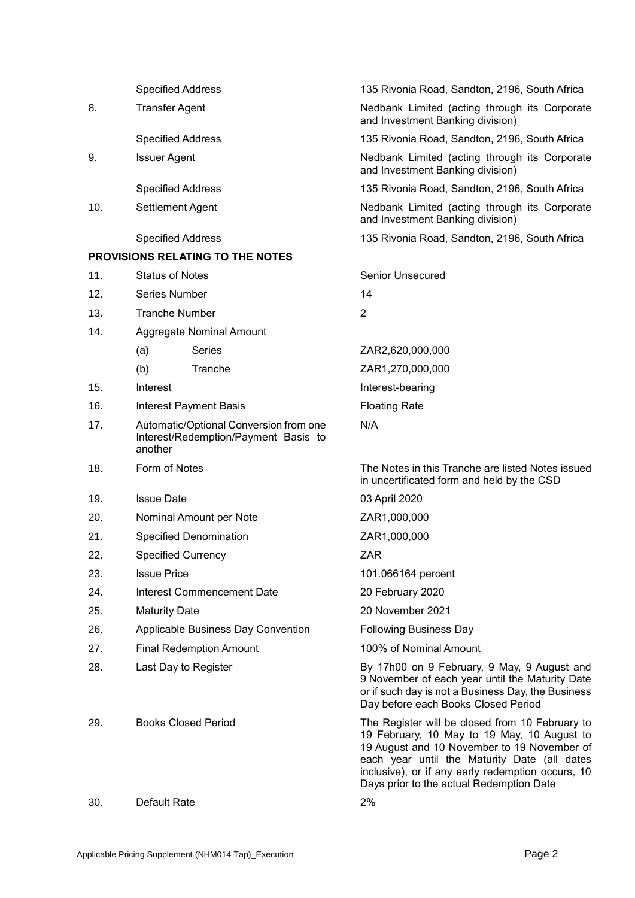| | | |
|---|---|---|
| | Specified Address | 135 Rivonia Road, Sandton, 2196, South Africa |
| 8. | Transfer Agent | Nedbank Limited (acting through its Corporate and Investment Banking division) |
| | Specified Address | 135 Rivonia Road, Sandton, 2196, South Africa |
| 9. | Issuer Agent | Nedbank Limited (acting through its Corporate and Investment Banking division) |
| | Specified Address | 135 Rivonia Road, Sandton, 2196, South Africa |
| 10. | Settlement Agent | Nedbank Limited (acting through its Corporate and Investment Banking division) |
| | Specified Address | 135 Rivonia Road, Sandton, 2196, South Africa |

**PROVISIONS RELATING TO THE NOTES**

| | | |
|---|---|---|
| 11. | Status of Notes | Senior Unsecured |
| 12. | Series Number | 14 |
| 13. | Tranche Number | 2 |
| 14. | Aggregate Nominal Amount | |
| | (a) Series | ZAR2,620,000,000 |
| | (b) Tranche | ZAR1,270,000,000 |
| 15. | Interest | Interest-bearing |
| 16. | Interest Payment Basis | Floating Rate |
| 17. | Automatic/Optional Conversion from one Interest/Redemption/Payment Basis to another | N/A |
| 18. | Form of Notes | The Notes in this Tranche are listed Notes issued in uncertificated form and held by the CSD |
| 19. | Issue Date | 03 April 2020 |
| 20. | Nominal Amount per Note | ZAR1,000,000 |
| 21. | Specified Denomination | ZAR1,000,000 |
| 22. | Specified Currency | ZAR |
| 23. | Issue Price | 101.066164 percent |
| 24. | Interest Commencement Date | 20 February 2020 |
| 25. | Maturity Date | 20 November 2021 |
| 26. | Applicable Business Day Convention | Following Business Day |
| 27. | Final Redemption Amount | 100% of Nominal Amount |
| 28. | Last Day to Register | By 17h00 on 9 February, 9 May, 9 August and 9 November of each year until the Maturity Date or if such day is not a Business Day, the Business Day before each Books Closed Period |
| 29. | Books Closed Period | The Register will be closed from 10 February to 19 February, 10 May to 19 May, 10 August to 19 August and 10 November to 19 November of each year until the Maturity Date (all dates inclusive), or if any early redemption occurs, 10 Days prior to the actual Redemption Date |
| 30. | Default Rate | 2% |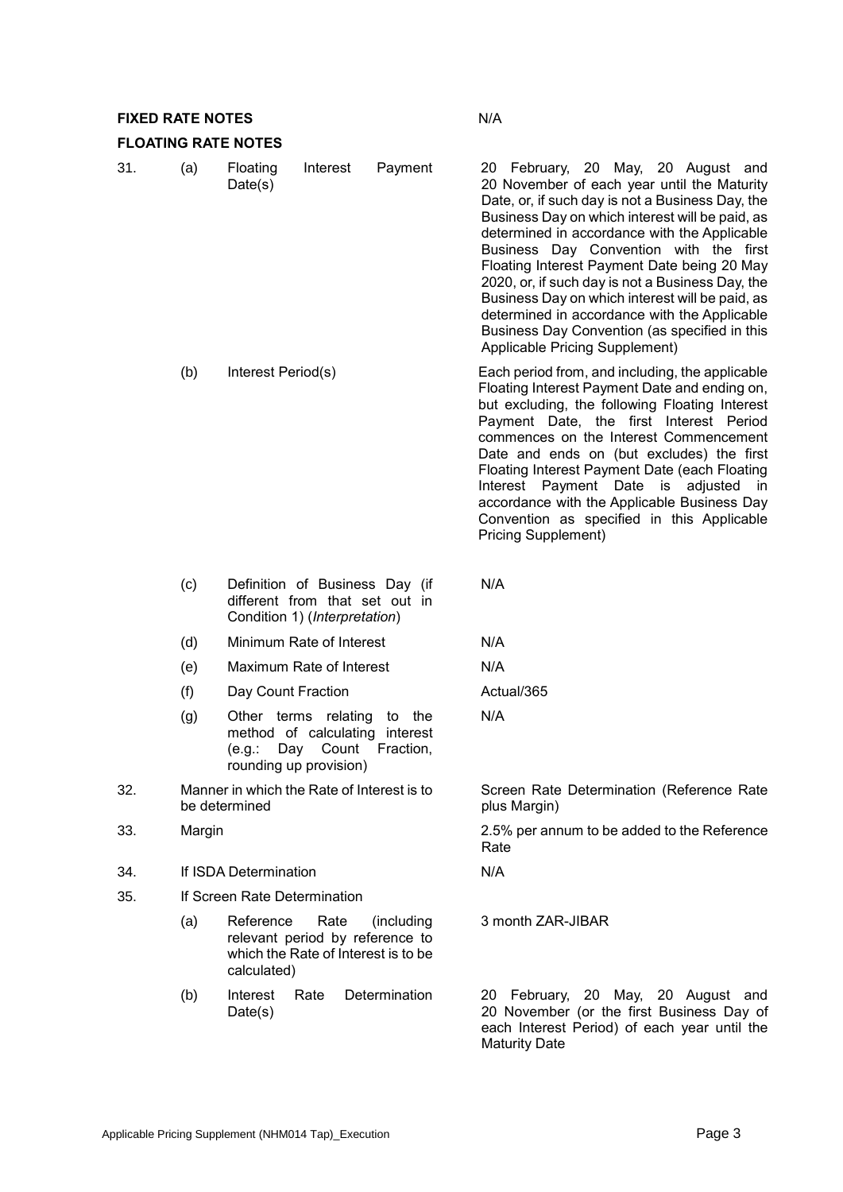| | | | |
|---|---|---|---|
| **FIXED RATE NOTES** | | | N/A |
| **FLOATING RATE NOTES** | | | |
| 31. | (a) | Floating Interest Payment Date(s) | 20 February, 20 May, 20 August and 20 November of each year until the Maturity Date, or, if such day is not a Business Day, the Business Day on which interest will be paid, as determined in accordance with the Applicable Business Day Convention with the first Floating Interest Payment Date being 20 May 2020, or, if such day is not a Business Day, the Business Day on which interest will be paid, as determined in accordance with the Applicable Business Day Convention (as specified in this Applicable Pricing Supplement) |
| | (b) | Interest Period(s) | Each period from, and including, the applicable Floating Interest Payment Date and ending on, but excluding, the following Floating Interest Payment Date, the first Interest Period commences on the Interest Commencement Date and ends on (but excludes) the first Floating Interest Payment Date (each Floating Interest Payment Date is adjusted in accordance with the Applicable Business Day Convention as specified in this Applicable Pricing Supplement) |
| | (c) | Definition of Business Day (if different from that set out in Condition 1) (*Interpretation*) | N/A |
| | (d) | Minimum Rate of Interest | N/A |
| | (e) | Maximum Rate of Interest | N/A |
| | (f) | Day Count Fraction | Actual/365 |
| | (g) | Other terms relating to the method of calculating interest (e.g.: Day Count Fraction, rounding up provision) | N/A |
| 32. | | Manner in which the Rate of Interest is to be determined | Screen Rate Determination (Reference Rate plus Margin) |
| 33. | | Margin | 2.5% per annum to be added to the Reference Rate |
| 34. | | If ISDA Determination | N/A |
| 35. | | If Screen Rate Determination | |
| | (a) | Reference Rate (including relevant period by reference to which the Rate of Interest is to be calculated) | 3 month ZAR-JIBAR |
| | (b) | Interest Rate Determination Date(s) | 20 February, 20 May, 20 August and 20 November (or the first Business Day of each Interest Period) of each year until the Maturity Date |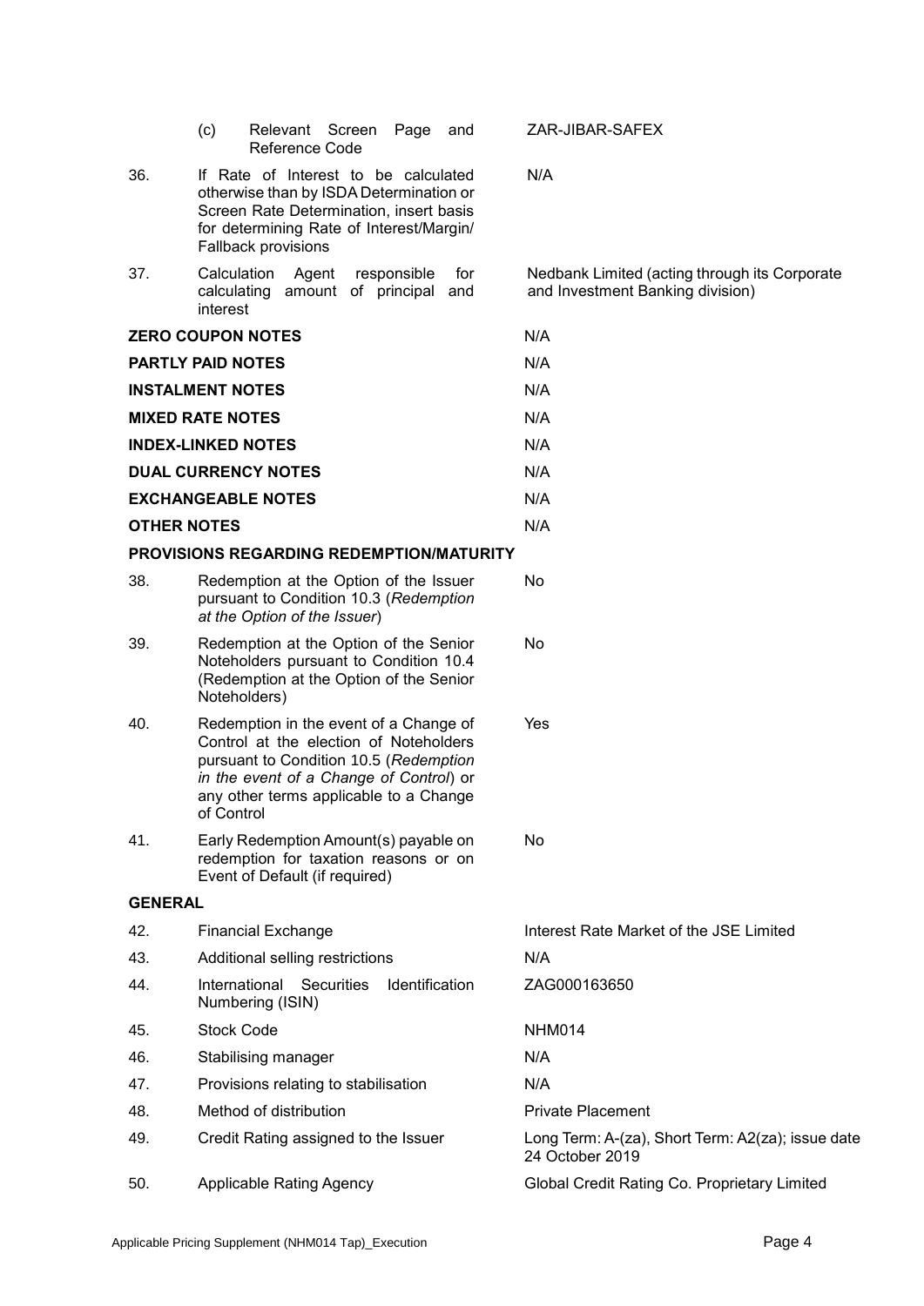| | | |
|---|---|---|
| | (c) Relevant Screen Page and Reference Code | ZAR-JIBAR-SAFEX |
| 36. | If Rate of Interest to be calculated otherwise than by ISDA Determination or Screen Rate Determination, insert basis for determining Rate of Interest/Margin/ Fallback provisions | N/A |
| 37. | Calculation Agent responsible for calculating amount of principal and interest | Nedbank Limited (acting through its Corporate and Investment Banking division) |
| **ZERO COUPON NOTES** | | N/A |
| **PARTLY PAID NOTES** | | N/A |
| **INSTALMENT NOTES** | | N/A |
| **MIXED RATE NOTES** | | N/A |
| **INDEX-LINKED NOTES** | | N/A |
| **DUAL CURRENCY NOTES** | | N/A |
| **EXCHANGEABLE NOTES** | | N/A |
| **OTHER NOTES** | | N/A |
| **PROVISIONS REGARDING REDEMPTION/MATURITY** | | |
| 38. | Redemption at the Option of the Issuer pursuant to Condition 10.3 (*Redemption at the Option of the Issuer*) | No |
| 39. | Redemption at the Option of the Senior Noteholders pursuant to Condition 10.4 (Redemption at the Option of the Senior Noteholders) | No |
| 40. | Redemption in the event of a Change of Control at the election of Noteholders pursuant to Condition 10.5 (*Redemption in the event of a Change of Control*) or any other terms applicable to a Change of Control | Yes |
| 41. | Early Redemption Amount(s) payable on redemption for taxation reasons or on Event of Default (if required) | No |
| **GENERAL** | | |
| 42. | Financial Exchange | Interest Rate Market of the JSE Limited |
| 43. | Additional selling restrictions | N/A |
| 44. | International Securities Identification Numbering (ISIN) | ZAG000163650 |
| 45. | Stock Code | NHM014 |
| 46. | Stabilising manager | N/A |
| 47. | Provisions relating to stabilisation | N/A |
| 48. | Method of distribution | Private Placement |
| 49. | Credit Rating assigned to the Issuer | Long Term: A-(za), Short Term: A2(za); issue date 24 October 2019 |
| 50. | Applicable Rating Agency | Global Credit Rating Co. Proprietary Limited |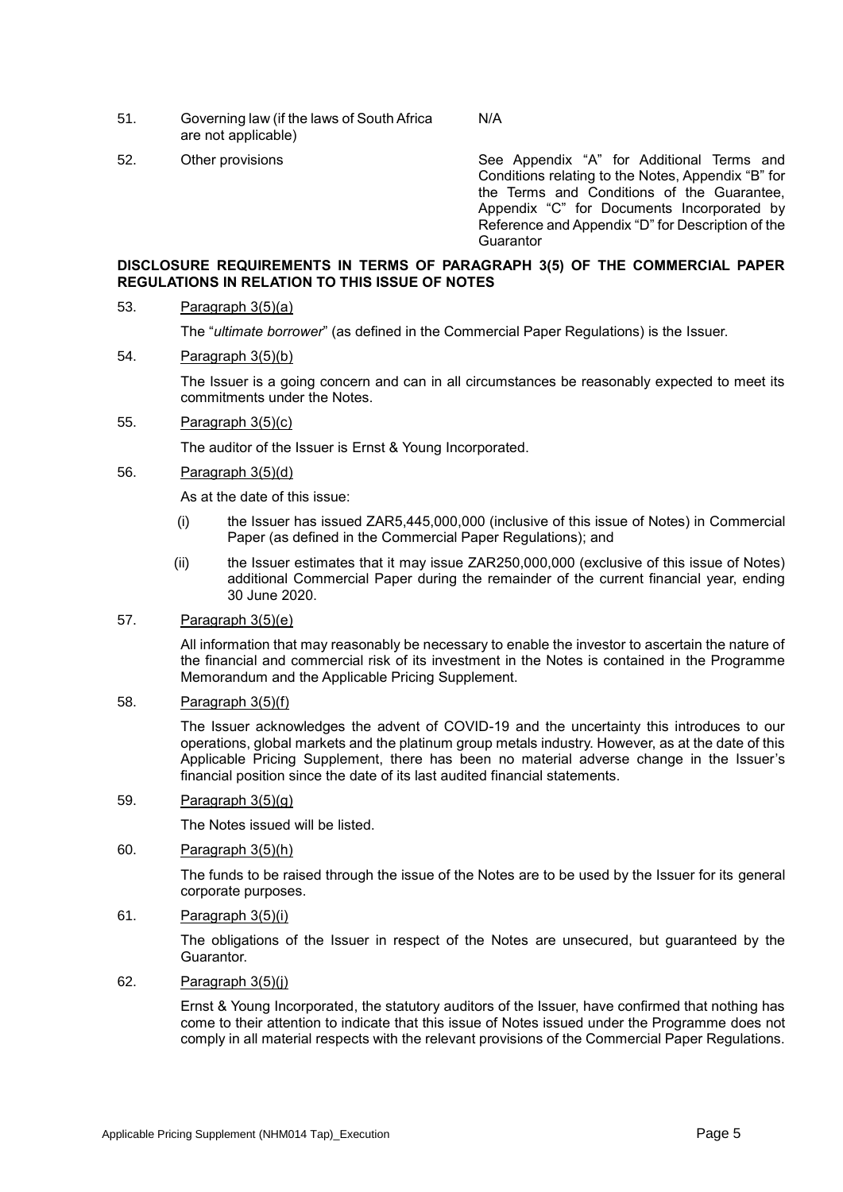| | | |
|---|---|---|
| 51. | Governing law (if the laws of South Africa are not applicable) | N/A |
| 52. | Other provisions | See Appendix "A" for Additional Terms and Conditions relating to the Notes, Appendix "B" for the Terms and Conditions of the Guarantee, Appendix "C" for Documents Incorporated by Reference and Appendix "D" for Description of the Guarantor |

**DISCLOSURE REQUIREMENTS IN TERMS OF PARAGRAPH 3(5) OF THE COMMERCIAL PAPER REGULATIONS IN RELATION TO THIS ISSUE OF NOTES**

53. Paragraph 3(5)(a)

The "*ultimate borrower*" (as defined in the Commercial Paper Regulations) is the Issuer.

54. Paragraph 3(5)(b)

The Issuer is a going concern and can in all circumstances be reasonably expected to meet its commitments under the Notes.

55. Paragraph 3(5)(c)

The auditor of the Issuer is Ernst & Young Incorporated.

56. Paragraph 3(5)(d)

As at the date of this issue:

(i) the Issuer has issued ZAR5,445,000,000 (inclusive of this issue of Notes) in Commercial Paper (as defined in the Commercial Paper Regulations); and

(ii) the Issuer estimates that it may issue ZAR250,000,000 (exclusive of this issue of Notes) additional Commercial Paper during the remainder of the current financial year, ending 30 June 2020.

57. Paragraph 3(5)(e)

All information that may reasonably be necessary to enable the investor to ascertain the nature of the financial and commercial risk of its investment in the Notes is contained in the Programme Memorandum and the Applicable Pricing Supplement.

58. Paragraph 3(5)(f)

The Issuer acknowledges the advent of COVID-19 and the uncertainty this introduces to our operations, global markets and the platinum group metals industry. However, as at the date of this Applicable Pricing Supplement, there has been no material adverse change in the Issuer's financial position since the date of its last audited financial statements.

59. Paragraph 3(5)(g)

The Notes issued will be listed.

60. Paragraph 3(5)(h)

The funds to be raised through the issue of the Notes are to be used by the Issuer for its general corporate purposes.

61. Paragraph 3(5)(i)

The obligations of the Issuer in respect of the Notes are unsecured, but guaranteed by the Guarantor.

62. Paragraph 3(5)(j)

Ernst & Young Incorporated, the statutory auditors of the Issuer, have confirmed that nothing has come to their attention to indicate that this issue of Notes issued under the Programme does not comply in all material respects with the relevant provisions of the Commercial Paper Regulations.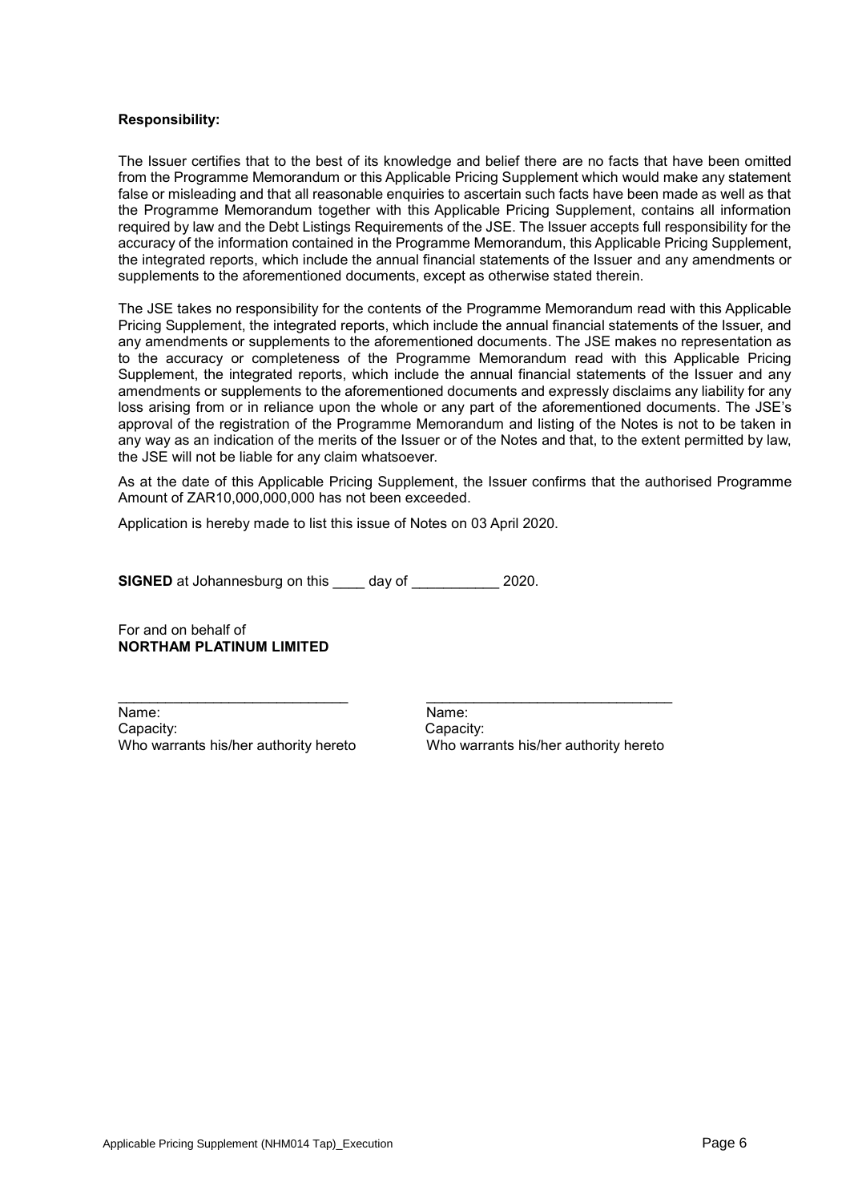**Responsibility:**

The Issuer certifies that to the best of its knowledge and belief there are no facts that have been omitted from the Programme Memorandum or this Applicable Pricing Supplement which would make any statement false or misleading and that all reasonable enquiries to ascertain such facts have been made as well as that the Programme Memorandum together with this Applicable Pricing Supplement, contains all information required by law and the Debt Listings Requirements of the JSE. The Issuer accepts full responsibility for the accuracy of the information contained in the Programme Memorandum, this Applicable Pricing Supplement, the integrated reports, which include the annual financial statements of the Issuer and any amendments or supplements to the aforementioned documents, except as otherwise stated therein.

The JSE takes no responsibility for the contents of the Programme Memorandum read with this Applicable Pricing Supplement, the integrated reports, which include the annual financial statements of the Issuer, and any amendments or supplements to the aforementioned documents. The JSE makes no representation as to the accuracy or completeness of the Programme Memorandum read with this Applicable Pricing Supplement, the integrated reports, which include the annual financial statements of the Issuer and any amendments or supplements to the aforementioned documents and expressly disclaims any liability for any loss arising from or in reliance upon the whole or any part of the aforementioned documents. The JSE's approval of the registration of the Programme Memorandum and listing of the Notes is not to be taken in any way as an indication of the merits of the Issuer or of the Notes and that, to the extent permitted by law, the JSE will not be liable for any claim whatsoever.

As at the date of this Applicable Pricing Supplement, the Issuer confirms that the authorised Programme Amount of ZAR10,000,000,000 has not been exceeded.

Application is hereby made to list this issue of Notes on 03 April 2020.

**SIGNED** at Johannesburg on this ____ day of ___________ 2020.

For and on behalf of
**NORTHAM PLATINUM LIMITED**

| _____________________________ | _______________________________ |
|---|---|
| Name: | Name: |
| Capacity: | Capacity: |
| Who warrants his/her authority hereto | Who warrants his/her authority hereto |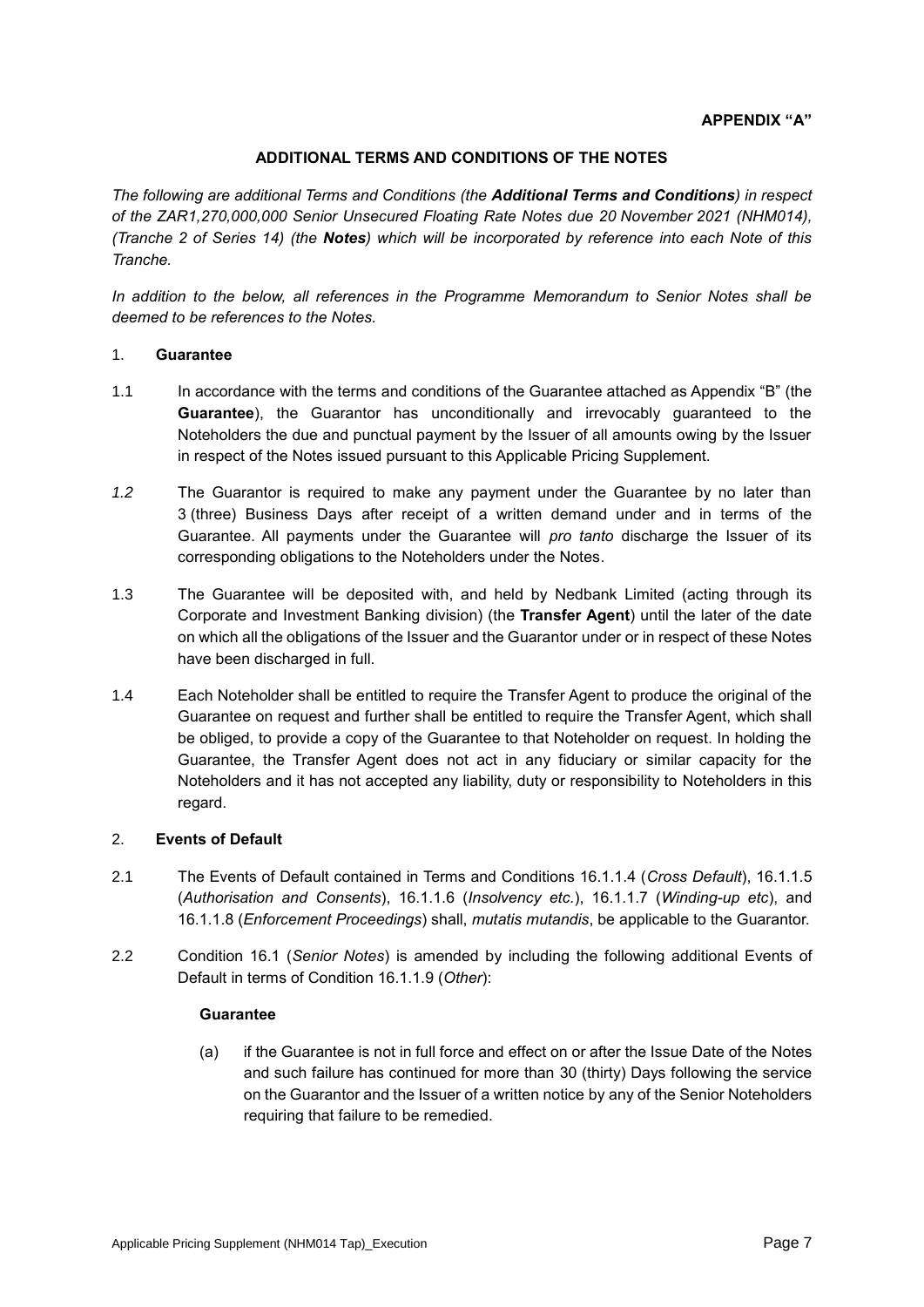**APPENDIX "A"**

**ADDITIONAL TERMS AND CONDITIONS OF THE NOTES**

*The following are additional Terms and Conditions (the **Additional Terms and Conditions**) in respect of the ZAR1,270,000,000 Senior Unsecured Floating Rate Notes due 20 November 2021 (NHM014), (Tranche 2 of Series 14) (the **Notes**) which will be incorporated by reference into each Note of this Tranche.*

*In addition to the below, all references in the Programme Memorandum to Senior Notes shall be deemed to be references to the Notes.*

1. **Guarantee**

1.1 In accordance with the terms and conditions of the Guarantee attached as Appendix "B" (the **Guarantee**), the Guarantor has unconditionally and irrevocably guaranteed to the Noteholders the due and punctual payment by the Issuer of all amounts owing by the Issuer in respect of the Notes issued pursuant to this Applicable Pricing Supplement.

*1.2* The Guarantor is required to make any payment under the Guarantee by no later than 3 (three) Business Days after receipt of a written demand under and in terms of the Guarantee. All payments under the Guarantee will *pro tanto* discharge the Issuer of its corresponding obligations to the Noteholders under the Notes.

1.3 The Guarantee will be deposited with, and held by Nedbank Limited (acting through its Corporate and Investment Banking division) (the **Transfer Agent**) until the later of the date on which all the obligations of the Issuer and the Guarantor under or in respect of these Notes have been discharged in full.

1.4 Each Noteholder shall be entitled to require the Transfer Agent to produce the original of the Guarantee on request and further shall be entitled to require the Transfer Agent, which shall be obliged, to provide a copy of the Guarantee to that Noteholder on request. In holding the Guarantee, the Transfer Agent does not act in any fiduciary or similar capacity for the Noteholders and it has not accepted any liability, duty or responsibility to Noteholders in this regard.

2. **Events of Default**

2.1 The Events of Default contained in Terms and Conditions 16.1.1.4 (*Cross Default*), 16.1.1.5 (*Authorisation and Consents*), 16.1.1.6 (*Insolvency etc.*), 16.1.1.7 (*Winding-up etc*), and 16.1.1.8 (*Enforcement Proceedings*) shall, *mutatis mutandis*, be applicable to the Guarantor.

2.2 Condition 16.1 (*Senior Notes*) is amended by including the following additional Events of Default in terms of Condition 16.1.1.9 (*Other*):

**Guarantee**

(a) if the Guarantee is not in full force and effect on or after the Issue Date of the Notes and such failure has continued for more than 30 (thirty) Days following the service on the Guarantor and the Issuer of a written notice by any of the Senior Noteholders requiring that failure to be remedied.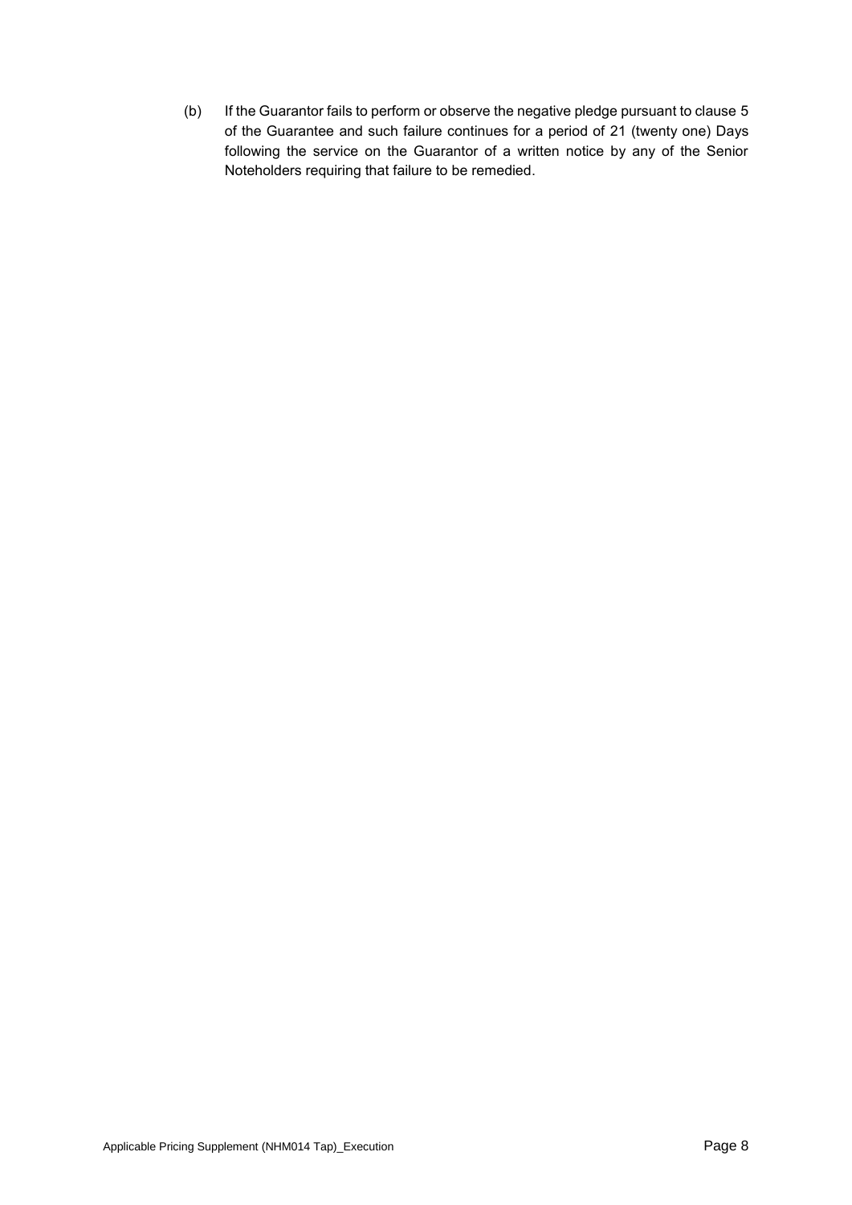(b) If the Guarantor fails to perform or observe the negative pledge pursuant to clause 5 of the Guarantee and such failure continues for a period of 21 (twenty one) Days following the service on the Guarantor of a written notice by any of the Senior Noteholders requiring that failure to be remedied.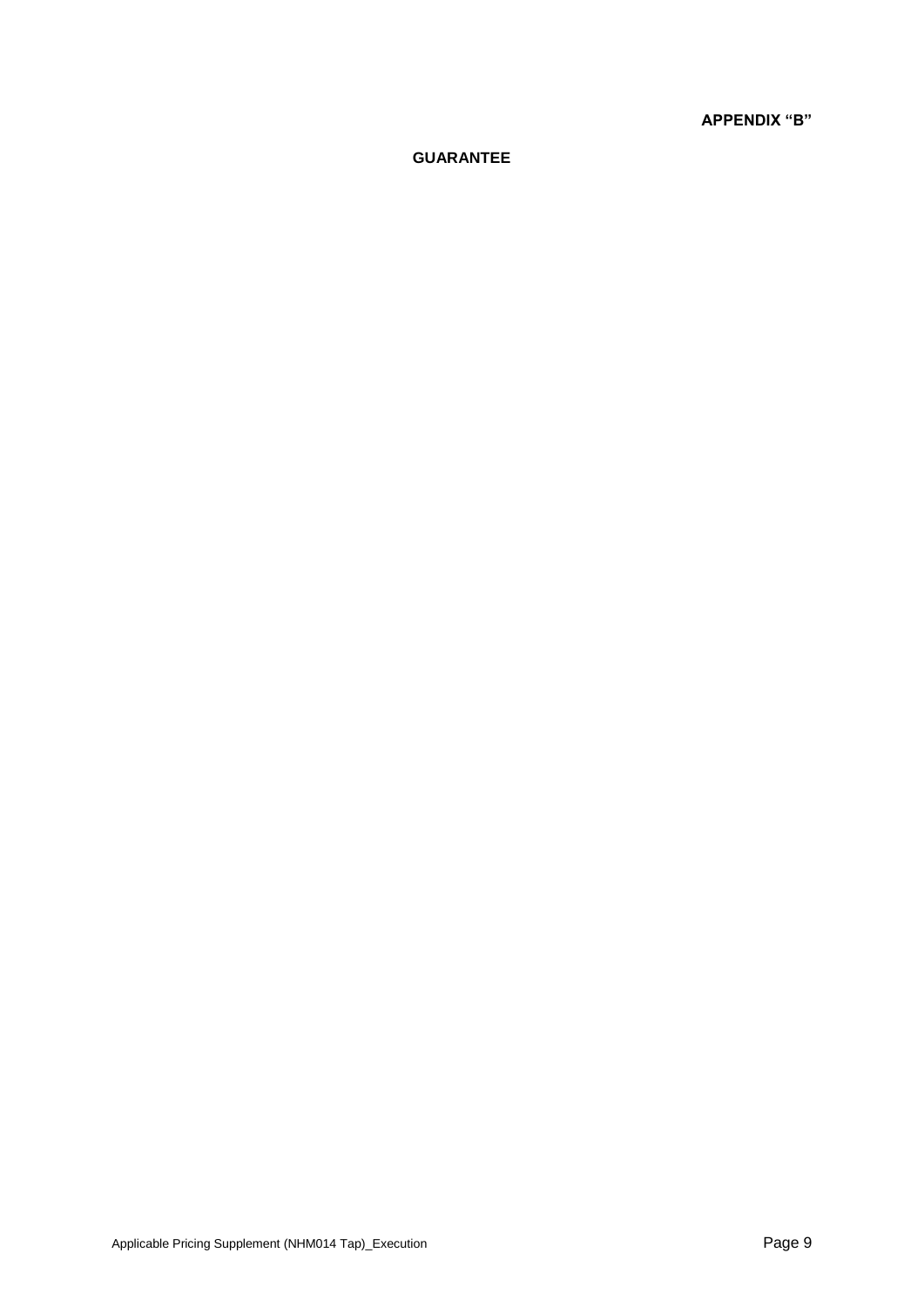**APPENDIX "B"**

**GUARANTEE**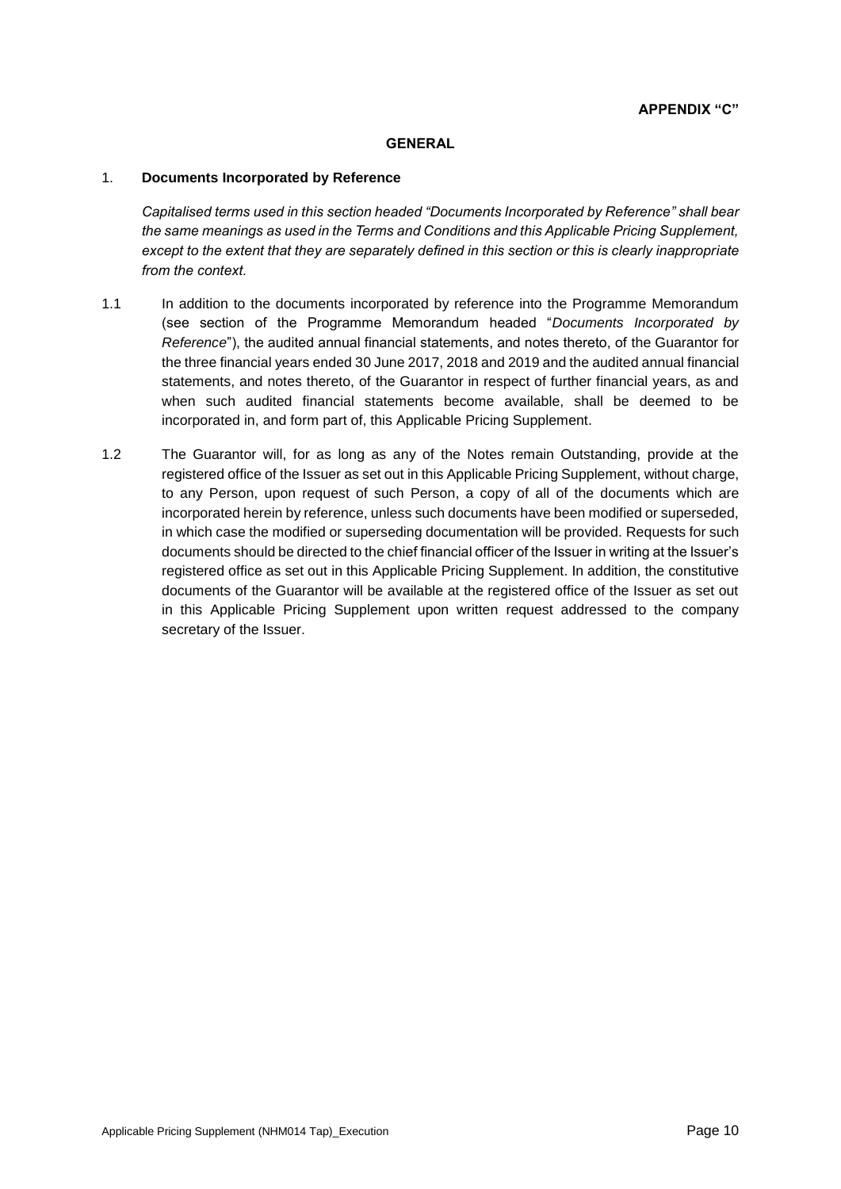**APPENDIX "C"**

## GENERAL

1. **Documents Incorporated by Reference**

*Capitalised terms used in this section headed "Documents Incorporated by Reference" shall bear the same meanings as used in the Terms and Conditions and this Applicable Pricing Supplement, except to the extent that they are separately defined in this section or this is clearly inappropriate from the context.*

1.1 In addition to the documents incorporated by reference into the Programme Memorandum (see section of the Programme Memorandum headed "*Documents Incorporated by Reference*"), the audited annual financial statements, and notes thereto, of the Guarantor for the three financial years ended 30 June 2017, 2018 and 2019 and the audited annual financial statements, and notes thereto, of the Guarantor in respect of further financial years, as and when such audited financial statements become available, shall be deemed to be incorporated in, and form part of, this Applicable Pricing Supplement.

1.2 The Guarantor will, for as long as any of the Notes remain Outstanding, provide at the registered office of the Issuer as set out in this Applicable Pricing Supplement, without charge, to any Person, upon request of such Person, a copy of all of the documents which are incorporated herein by reference, unless such documents have been modified or superseded, in which case the modified or superseding documentation will be provided. Requests for such documents should be directed to the chief financial officer of the Issuer in writing at the Issuer's registered office as set out in this Applicable Pricing Supplement. In addition, the constitutive documents of the Guarantor will be available at the registered office of the Issuer as set out in this Applicable Pricing Supplement upon written request addressed to the company secretary of the Issuer.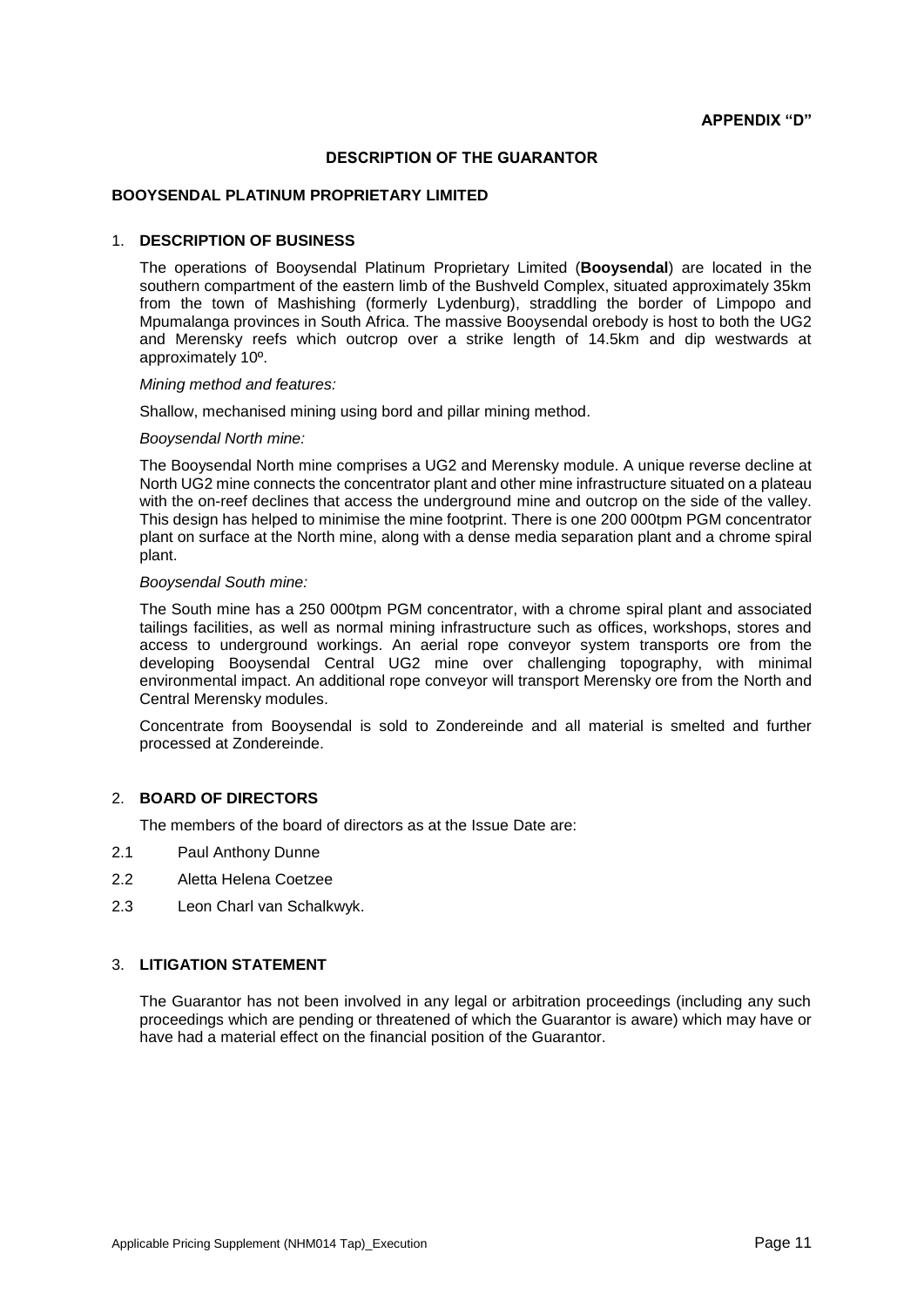**APPENDIX "D"**

## DESCRIPTION OF THE GUARANTOR

### BOOYSENDAL PLATINUM PROPRIETARY LIMITED

### 1. DESCRIPTION OF BUSINESS

The operations of Booysendal Platinum Proprietary Limited (**Booysendal**) are located in the southern compartment of the eastern limb of the Bushveld Complex, situated approximately 35km from the town of Mashishing (formerly Lydenburg), straddling the border of Limpopo and Mpumalanga provinces in South Africa. The massive Booysendal orebody is host to both the UG2 and Merensky reefs which outcrop over a strike length of 14.5km and dip westwards at approximately 10º.

*Mining method and features:*

Shallow, mechanised mining using bord and pillar mining method.

*Booysendal North mine:*

The Booysendal North mine comprises a UG2 and Merensky module. A unique reverse decline at North UG2 mine connects the concentrator plant and other mine infrastructure situated on a plateau with the on-reef declines that access the underground mine and outcrop on the side of the valley. This design has helped to minimise the mine footprint. There is one 200 000tpm PGM concentrator plant on surface at the North mine, along with a dense media separation plant and a chrome spiral plant.

*Booysendal South mine:*

The South mine has a 250 000tpm PGM concentrator, with a chrome spiral plant and associated tailings facilities, as well as normal mining infrastructure such as offices, workshops, stores and access to underground workings. An aerial rope conveyor system transports ore from the developing Booysendal Central UG2 mine over challenging topography, with minimal environmental impact. An additional rope conveyor will transport Merensky ore from the North and Central Merensky modules.

Concentrate from Booysendal is sold to Zondereinde and all material is smelted and further processed at Zondereinde.

### 2. BOARD OF DIRECTORS

The members of the board of directors as at the Issue Date are:

2.1 Paul Anthony Dunne

2.2 Aletta Helena Coetzee

2.3 Leon Charl van Schalkwyk.

### 3. LITIGATION STATEMENT

The Guarantor has not been involved in any legal or arbitration proceedings (including any such proceedings which are pending or threatened of which the Guarantor is aware) which may have or have had a material effect on the financial position of the Guarantor.